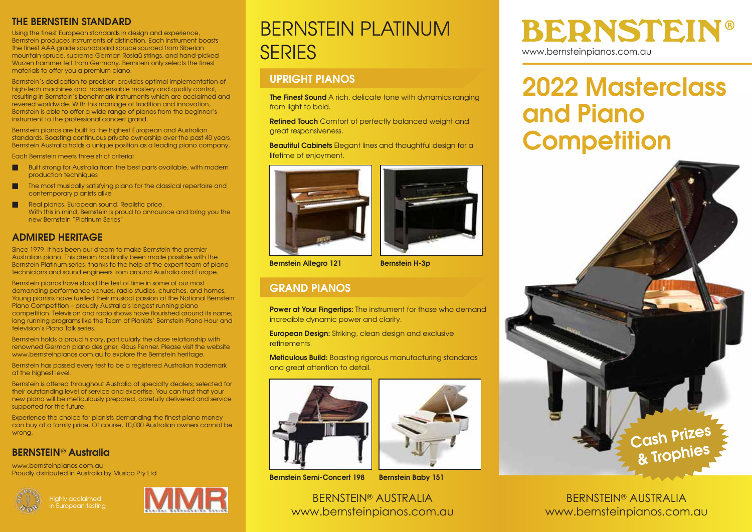## THE BERNSTEIN STANDARD

Using the finest European standards in design and experience, Bernstein produces instruments of distinction. Each instrument boasts the finest AAA grade soundboard spruce sourced from Siberian mountain-spruce, supreme German Roslaû strings, and hand-picked Wurzen hammer felt from Germany. Bernstein only selects the finest materials to offer you a premium piano.

Bernstein's dedication to precision provides optimal implementation of high-tech machines and indispensable mastery and quality control, resulting in Bernstein's benchmark instruments which are acclaimed and revered worldwide. With this marriage of tradition and innovation, Bernstein is able to offer a wide range of pianos from the beginner's instrument to the professional concert grand.

Bernstein pianos are built to the highest European and Australian standards. Boasting continuous private ownership over the past 40 years, Bernstein Australia holds a unique position as a leading piano company.

Each Bernstein meets three strict criteria;

- Built strong for Australia from the best parts available, with modern production techniques
- The most musically satisfying piano for the classical repertoire and contemporary pianists alike
- Real pianos. European sound. Realistic price. With this in mind, Bernstein is proud to announce and bring you the new Bernstein "Platinum Series"

## ADMIRED HERITAGE

Since 1979, it has been our dream to make Bernstein the premier Australian piano. This dream has finally been made possible with the Bernstein Platinum series, thanks to the help of the expert team of piano technicians and sound engineers from around Australia and Europe.

Bernstein pianos have stood the test of time in some of our most demanding performance venues, radio studios, churches, and homes. Young pianists have fuelled their musical passion at the National Bernstein Piano Competition – proudly Australia's longest running piano competition. Television and radio shows have flourished around its name; long running programs like the Team of Pianists' Bernstein Piano Hour and television's Piano Talk series.

Bernstein holds a proud history, particularly the close relationship with renowned German piano designer, Klaus Fenner. Please visit the website www.bernsteinpianos.com.au to explore the Bernstein heritage.

Bernstein has passed every test to be a registered Australian trademark at the highest level.

Bernstein is offered throughout Australia at specialty dealers; selected for their outstanding level of service and expertise. You can trust that your new piano will be meticulously prepared, carefully delivered and service supported for the future.

Experience the choice for pianists demanding the finest piano money can buy at a family price. Of course, 10,000 Australian owners cannot be wrong.

## BERNSTEIN® Australia

www.bernsteinpianos.com.au
Proudly distributed in Australia by Musico Pty Ltd

Highly acclaimed in European testing

# BERNSTEIN PLATINUM SERIES

## UPRIGHT PIANOS

**The Finest Sound** A rich, delicate tone with dynamics ranging from light to bold.

**Refined Touch** Comfort of perfectly balanced weight and great responsiveness.

**Beautiful Cabinets** Elegant lines and thoughtful design for a lifetime of enjoyment.

**Bernstein Allegro 121**

**Bernstein H-3p**

## GRAND PIANOS

**Power at Your Fingertips:** The instrument for those who demand incredible dynamic power and clarity.

**European Design:** Striking, clean design and exclusive refinements.

**Meticulous Build:** Boasting rigorous manufacturing standards and great attention to detail.

**Bernstein Semi-Concert 198**

**Bernstein Baby 151**

BERNSTEIN® AUSTRALIA
www.bernsteinpianos.com.au

# BERNSTEIN®

www.bernsteinpianos.com.au

# 2022 Masterclass and Piano Competition

Cash Prizes & Trophies

BERNSTEIN® AUSTRALIA
www.bernsteinpianos.com.au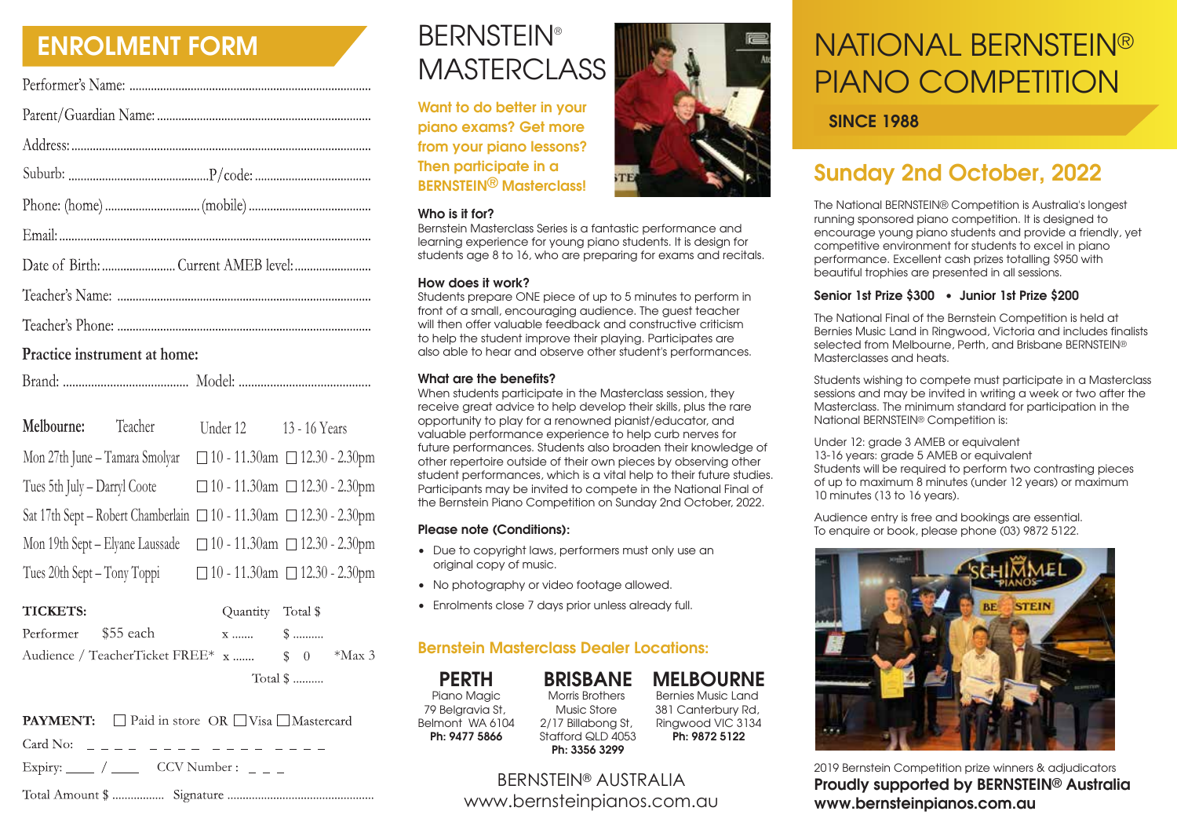## ENROLMENT FORM

Performer's Name: ..............................................................................

Parent/Guardian Name: ......................................................................

Address: .................................................................................................

Suburb: ...............................................P/code: .......................................

Phone: (home) ............................... (mobile) ........................................

Email: .....................................................................................................

Date of Birth: ........................ Current AMEB level: .........................

Teacher's Name: ..................................................................................

Teacher's Phone: ..................................................................................

**Practice instrument at home:**

Brand: ........................................ Model: ..........................................

| Melbourne: Teacher | Under 12 | 13 - 16 Years |
|---|---|---|
| Mon 27th June – Tamara Smolyar | ☐ 10 - 11.30am | ☐ 12.30 - 2.30pm |
| Tues 5th July – Darryl Coote | ☐ 10 - 11.30am | ☐ 12.30 - 2.30pm |
| Sat 17th Sept – Robert Chamberlain | ☐ 10 - 11.30am | ☐ 12.30 - 2.30pm |
| Mon 19th Sept – Elyane Laussade | ☐ 10 - 11.30am | ☐ 12.30 - 2.30pm |
| Tues 20th Sept – Tony Toppi | ☐ 10 - 11.30am | ☐ 12.30 - 2.30pm |

| TICKETS: | Quantity | Total $ | |
|---|---|---|---|
| Performer $55 each | x ....... | $ .......... | |
| Audience / TeacherTicket FREE* | x ....... | $ 0 | *Max 3 |
| | | Total $ .......... | |

**PAYMENT:** ☐ Paid in store OR ☐ Visa ☐ Mastercard

Card No: _ _ _ _ _ _ _ _ _ _ _ _ _ _ _ _

Expiry: ____ / ____ CCV Number : _ _ _

Total Amount $ ................ Signature ..............................................

# BERNSTEIN® MASTERCLASS

**Want to do better in your piano exams? Get more from your piano lessons? Then participate in a BERNSTEIN® Masterclass!**

### Who is it for?

Bernstein Masterclass Series is a fantastic performance and learning experience for young piano students. It is design for students age 8 to 16, who are preparing for exams and recitals.

### How does it work?

Students prepare ONE piece of up to 5 minutes to perform in front of a small, encouraging audience. The guest teacher will then offer valuable feedback and constructive criticism to help the student improve their playing. Participants are also able to hear and observe other student's performances.

### What are the benefits?

When students participate in the Masterclass session, they receive great advice to help develop their skills, plus the rare opportunity to play for a renowned pianist/educator, and valuable performance experience to help curb nerves for future performances. Students also broaden their knowledge of other repertoire outside of their own pieces by observing other student performances, which is a vital help to their future studies. Participants may be invited to compete in the National Final of the Bernstein Piano Competition on Sunday 2nd October, 2022.

### Please note (Conditions):

- Due to copyright laws, performers must only use an original copy of music.
- No photography or video footage allowed.
- Enrolments close 7 days prior unless already full.

### Bernstein Masterclass Dealer Locations:

**PERTH**
Piano Magic
79 Belgravia St,
Belmont WA 6104
**Ph: 9477 5866**

**BRISBANE**
Morris Brothers Music Store
2/17 Billabong St,
Stafford QLD 4053
**Ph: 3356 3299**

**MELBOURNE**
Bernies Music Land
381 Canterbury Rd,
Ringwood VIC 3134
**Ph: 9872 5122**

BERNSTEIN® AUSTRALIA
www.bernsteinpianos.com.au

# NATIONAL BERNSTEIN® PIANO COMPETITION

**SINCE 1988**

## Sunday 2nd October, 2022

The National BERNSTEIN® Competition is Australia's longest running sponsored piano competition. It is designed to encourage young piano students and provide a friendly, yet competitive environment for students to excel in piano performance. Excellent cash prizes totalling $950 with beautiful trophies are presented in all sessions.

**Senior 1st Prize $300 • Junior 1st Prize $200**

The National Final of the Bernstein Competition is held at Bernies Music Land in Ringwood, Victoria and includes finalists selected from Melbourne, Perth, and Brisbane BERNSTEIN® Masterclasses and heats.

Students wishing to compete must participate in a Masterclass sessions and may be invited in writing a week or two after the Masterclass. The minimum standard for participation in the National BERNSTEIN® Competition is:

Under 12: grade 3 AMEB or equivalent
13-16 years: grade 5 AMEB or equivalent
Students will be required to perform two contrasting pieces of up to maximum 8 minutes (under 12 years) or maximum 10 minutes (13 to 16 years).

Audience entry is free and bookings are essential.
To enquire or book, please phone (03) 9872 5122.

2019 Bernstein Competition prize winners & adjudicators

**Proudly supported by BERNSTEIN® Australia**
**www.bernsteinpianos.com.au**